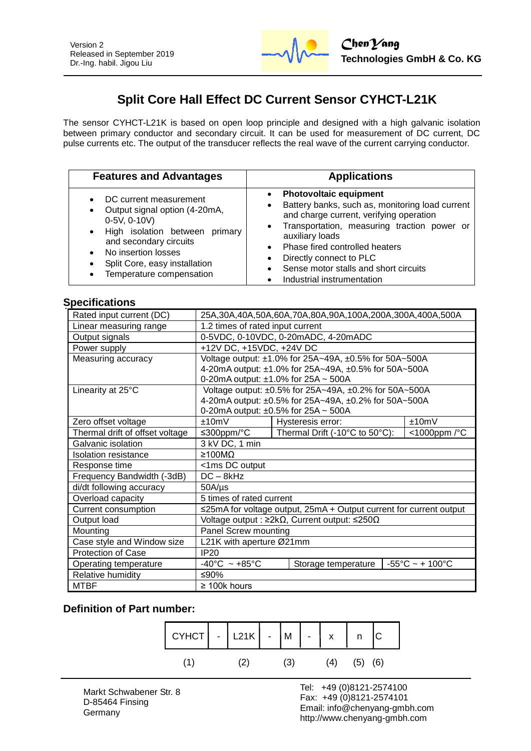Version 2
Released in September 2019
Dr.-Ing. habil. Jigou Liu

**ChenYang Technologies GmbH & Co. KG**

# Split Core Hall Effect DC Current Sensor CYHCT-L21K

The sensor CYHCT-L21K is based on open loop principle and designed with a high galvanic isolation between primary conductor and secondary circuit. It can be used for measurement of DC current, DC pulse currents etc. The output of the transducer reflects the real wave of the current carrying conductor.

| Features and Advantages | Applications |
| --- | --- |
| • DC current measurement<br>• Output signal option (4-20mA, 0-5V, 0-10V)<br>• High isolation between primary and secondary circuits<br>• No insertion losses<br>• Split Core, easy installation<br>• Temperature compensation | • **Photovoltaic equipment**<br>• Battery banks, such as, monitoring load current and charge current, verifying operation<br>• Transportation, measuring traction power or auxiliary loads<br>• Phase fired controlled heaters<br>• Directly connect to PLC<br>• Sense motor stalls and short circuits<br>• Industrial instrumentation |

## Specifications

| | | | |
| --- | --- | --- | --- |
| Rated input current (DC) | 25A,30A,40A,50A,60A,70A,80A,90A,100A,200A,300A,400A,500A | | |
| Linear measuring range | 1.2 times of rated input current | | |
| Output signals | 0-5VDC, 0-10VDC, 0-20mADC, 4-20mADC | | |
| Power supply | +12V DC, +15VDC, +24V DC | | |
| Measuring accuracy | Voltage output: ±1.0% for 25A~49A, ±0.5% for 50A~500A<br>4-20mA output: ±1.0% for 25A~49A, ±0.5% for 50A~500A<br>0-20mA output: ±1.0% for 25A ~ 500A | | |
| Linearity at 25°C | Voltage output: ±0.5% for 25A~49A, ±0.2% for 50A~500A<br>4-20mA output: ±0.5% for 25A~49A, ±0.2% for 50A~500A<br>0-20mA output: ±0.5% for 25A ~ 500A | | |
| Zero offset voltage | ±10mV | Hysteresis error: | ±10mV |
| Thermal drift of offset voltage | ≤300ppm/°C | Thermal Drift (-10°C to 50°C): | <1000ppm /°C |
| Galvanic isolation | 3 kV DC, 1 min | | |
| Isolation resistance | ≥100MΩ | | |
| Response time | <1ms DC output | | |
| Frequency Bandwidth (-3dB) | DC – 8kHz | | |
| di/dt following accuracy | 50A/µs | | |
| Overload capacity | 5 times of rated current | | |
| Current consumption | ≤25mA for voltage output, 25mA + Output current for current output | | |
| Output load | Voltage output : ≥2kΩ, Current output: ≤250Ω | | |
| Mounting | Panel Screw mounting | | |
| Case style and Window size | L21K with aperture Ø21mm | | |
| Protection of Case | IP20 | | |
| Operating temperature | -40°C ~ +85°C | Storage temperature | -55°C ~ + 100°C |
| Relative humidity | ≤90% | | |
| MTBF | ≥ 100k hours | | |

### Definition of Part number:

| CYHCT | - | L21K | - | M | - | x | n | C |
| --- | --- | --- | --- | --- | --- | --- | --- | --- |
| (1) | | (2) | | (3) | | (4) | (5) | (6) |

Markt Schwabener Str. 8
D-85464 Finsing
Germany

Tel: +49 (0)8121-2574100
Fax: +49 (0)8121-2574101
Email: info@chenyang-gmbh.com
http://www.chenyang-gmbh.com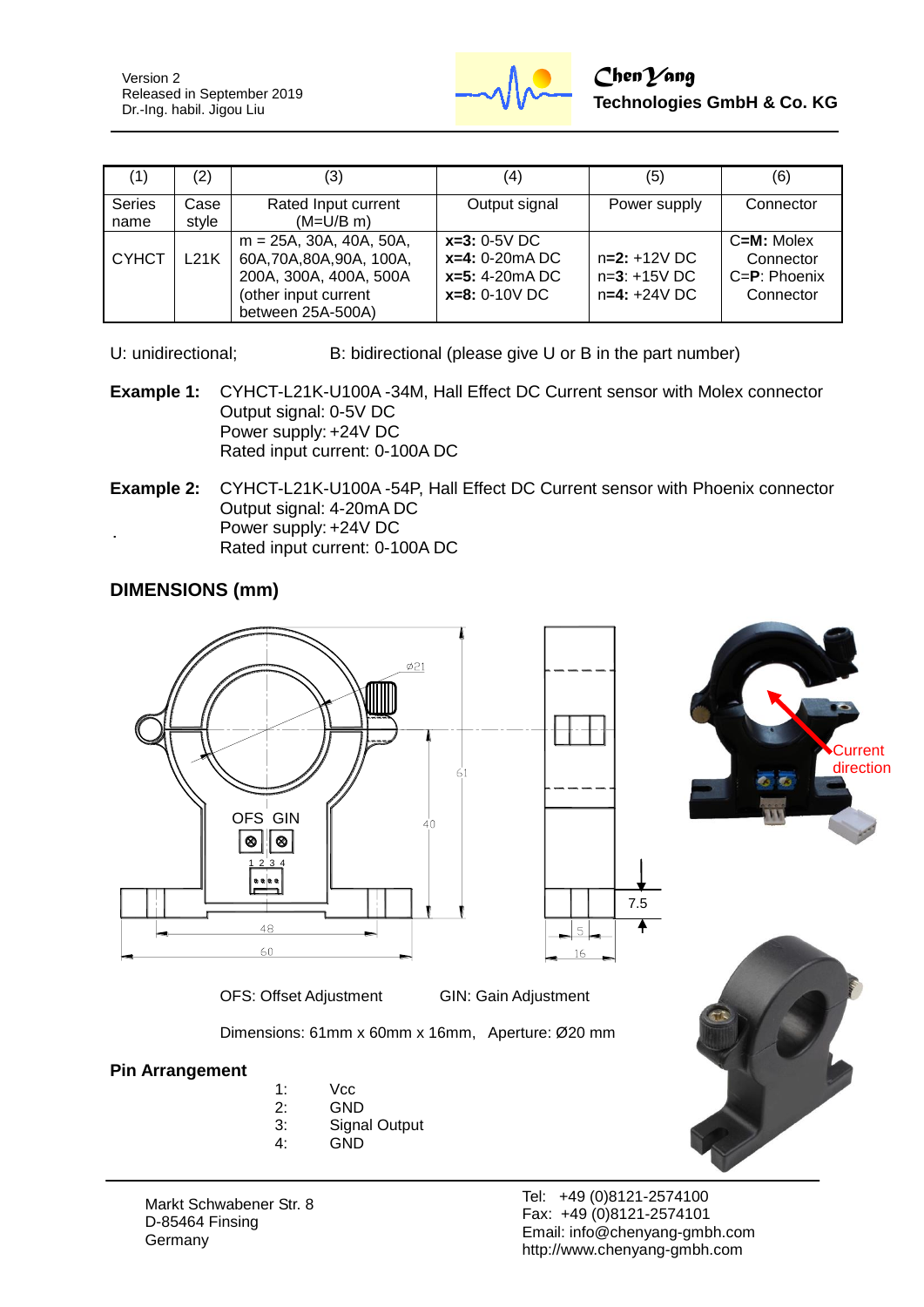| (1) | (2) | (3) | (4) | (5) | (6) |
|---|---|---|---|---|---|
| Series name | Case style | Rated Input current (M=U/B m) | Output signal | Power supply | Connector |
| CYHCT | L21K | m = 25A, 30A, 40A, 50A, 60A,70A,80A,90A, 100A, 200A, 300A, 400A, 500A (other input current between 25A-500A) | **x=3:** 0-5V DC<br>**x=4:** 0-20mA DC<br>**x=5:** 4-20mA DC<br>**x=8:** 0-10V DC | n=**2:** +12V DC<br>n=**3**: +15V DC<br>n=**4:** +24V DC | C=**M:** Molex Connector<br>C=**P**: Phoenix Connector |

U: unidirectional; B: bidirectional (please give U or B in the part number)

**Example 1:** CYHCT-L21K-U100A -34M, Hall Effect DC Current sensor with Molex connector
Output signal: 0-5V DC
Power supply: +24V DC
Rated input current: 0-100A DC

**Example 2:** CYHCT-L21K-U100A -54P, Hall Effect DC Current sensor with Phoenix connector
Output signal: 4-20mA DC
Power supply: +24V DC
Rated input current: 0-100A DC

## DIMENSIONS (mm)

OFS GIN

1 2 3 4

Ø21

61

40

48

60

7.5

5

16

Current direction

OFS: Offset Adjustment GIN: Gain Adjustment

Dimensions: 61mm x 60mm x 16mm, Aperture: Ø20 mm

## Pin Arrangement

1: Vcc
2: GND
3: Signal Output
4: GND

Markt Schwabener Str. 8
D-85464 Finsing
Germany

Tel: +49 (0)8121-2574100
Fax: +49 (0)8121-2574101
Email: info@chenyang-gmbh.com
http://www.chenyang-gmbh.com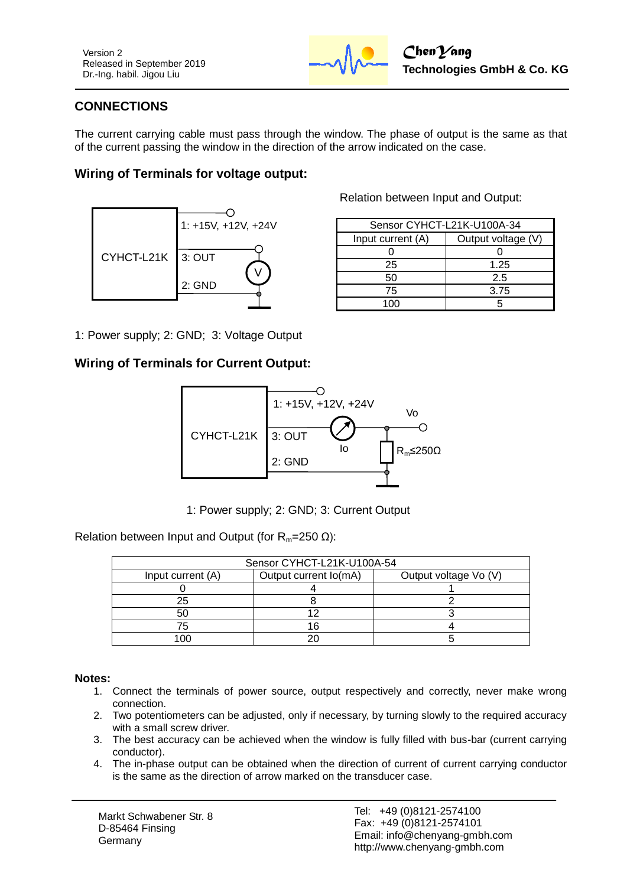## CONNECTIONS

The current carrying cable must pass through the window. The phase of output is the same as that of the current passing the window in the direction of the arrow indicated on the case.

### Wiring of Terminals for voltage output:

Relation between Input and Output:

| Sensor CYHCT-L21K-U100A-34 | |
|---|---|
| Input current (A) | Output voltage (V) |
| 0 | 0 |
| 25 | 1.25 |
| 50 | 2.5 |
| 75 | 3.75 |
| 100 | 5 |

1: Power supply; 2: GND; 3: Voltage Output

### Wiring of Terminals for Current Output:

1: Power supply; 2: GND; 3: Current Output

Relation between Input and Output (for $R_m$=250 Ω):

| Sensor CYHCT-L21K-U100A-54 | | |
|---|---|---|
| Input current (A) | Output current Io(mA) | Output voltage Vo (V) |
| 0 | 4 | 1 |
| 25 | 8 | 2 |
| 50 | 12 | 3 |
| 75 | 16 | 4 |
| 100 | 20 | 5 |

**Notes:**

1. Connect the terminals of power source, output respectively and correctly, never make wrong connection.
2. Two potentiometers can be adjusted, only if necessary, by turning slowly to the required accuracy with a small screw driver.
3. The best accuracy can be achieved when the window is fully filled with bus-bar (current carrying conductor).
4. The in-phase output can be obtained when the direction of current of current carrying conductor is the same as the direction of arrow marked on the transducer case.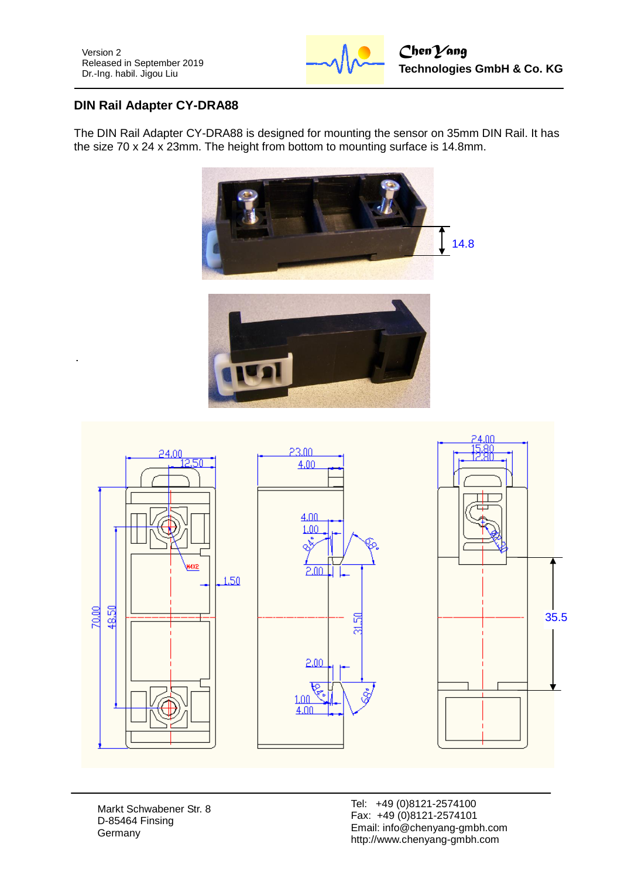## DIN Rail Adapter CY-DRA88

The DIN Rail Adapter CY-DRA88 is designed for mounting the sensor on 35mm DIN Rail. It has the size 70 x 24 x 23mm. The height from bottom to mounting surface is 14.8mm.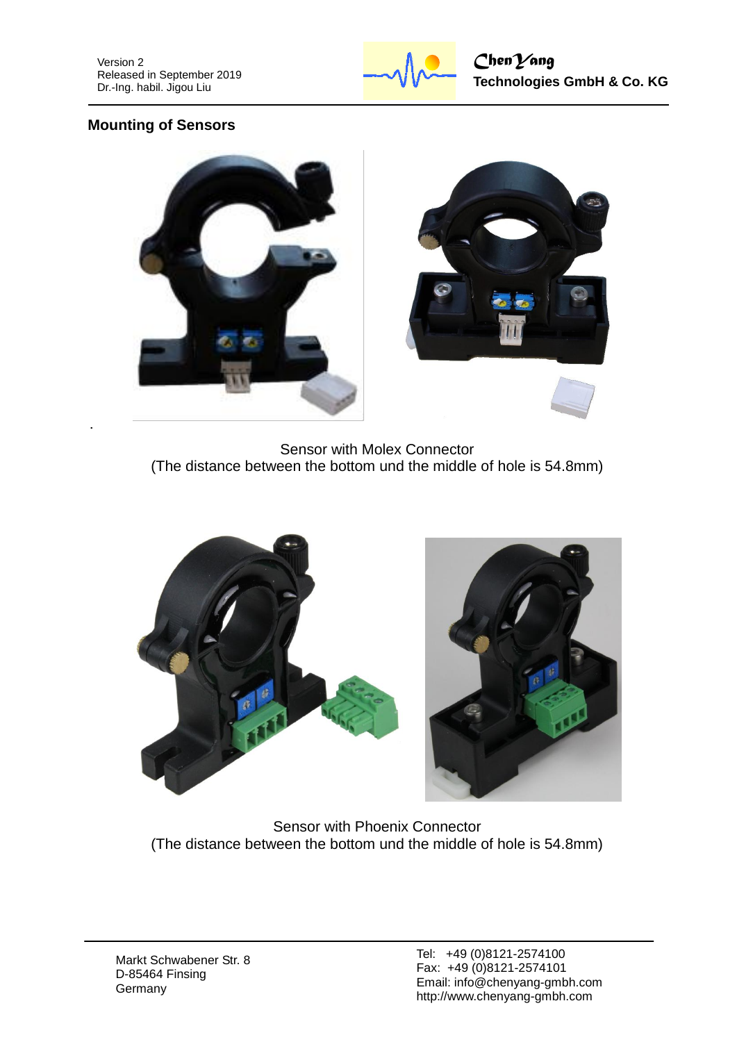## Mounting of Sensors

.

Sensor with Molex Connector
(The distance between the bottom und the middle of hole is 54.8mm)

Sensor with Phoenix Connector
(The distance between the bottom und the middle of hole is 54.8mm)